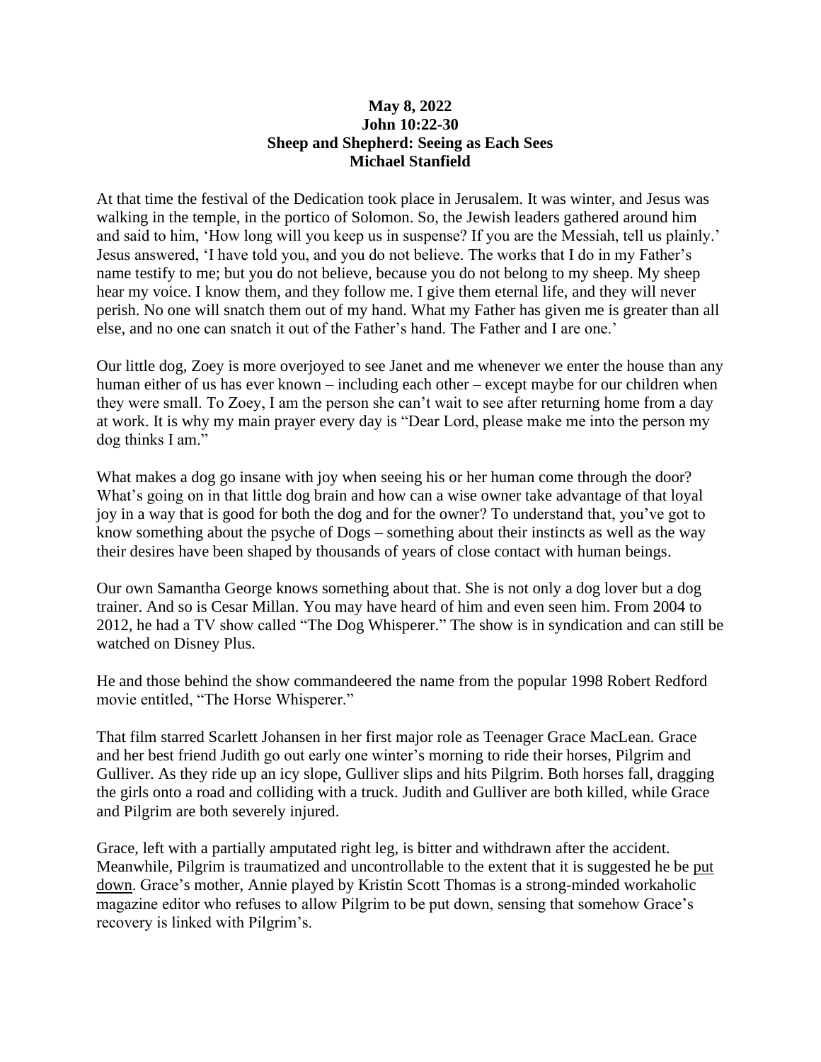**May 8, 2022**
**John 10:22-30**
**Sheep and Shepherd: Seeing as Each Sees**
**Michael Stanfield**

At that time the festival of the Dedication took place in Jerusalem. It was winter, and Jesus was walking in the temple, in the portico of Solomon. So, the Jewish leaders gathered around him and said to him, 'How long will you keep us in suspense? If you are the Messiah, tell us plainly.' Jesus answered, 'I have told you, and you do not believe. The works that I do in my Father's name testify to me; but you do not believe, because you do not belong to my sheep. My sheep hear my voice. I know them, and they follow me. I give them eternal life, and they will never perish. No one will snatch them out of my hand. What my Father has given me is greater than all else, and no one can snatch it out of the Father's hand. The Father and I are one.'

Our little dog, Zoey is more overjoyed to see Janet and me whenever we enter the house than any human either of us has ever known – including each other – except maybe for our children when they were small. To Zoey, I am the person she can't wait to see after returning home from a day at work. It is why my main prayer every day is "Dear Lord, please make me into the person my dog thinks I am."

What makes a dog go insane with joy when seeing his or her human come through the door? What's going on in that little dog brain and how can a wise owner take advantage of that loyal joy in a way that is good for both the dog and for the owner? To understand that, you've got to know something about the psyche of Dogs – something about their instincts as well as the way their desires have been shaped by thousands of years of close contact with human beings.

Our own Samantha George knows something about that. She is not only a dog lover but a dog trainer. And so is Cesar Millan. You may have heard of him and even seen him. From 2004 to 2012, he had a TV show called "The Dog Whisperer." The show is in syndication and can still be watched on Disney Plus.

He and those behind the show commandeered the name from the popular 1998 Robert Redford movie entitled, "The Horse Whisperer."

That film starred Scarlett Johansen in her first major role as Teenager Grace MacLean. Grace and her best friend Judith go out early one winter's morning to ride their horses, Pilgrim and Gulliver. As they ride up an icy slope, Gulliver slips and hits Pilgrim. Both horses fall, dragging the girls onto a road and colliding with a truck. Judith and Gulliver are both killed, while Grace and Pilgrim are both severely injured.

Grace, left with a partially amputated right leg, is bitter and withdrawn after the accident. Meanwhile, Pilgrim is traumatized and uncontrollable to the extent that it is suggested he be put down. Grace's mother, Annie played by Kristin Scott Thomas is a strong-minded workaholic magazine editor who refuses to allow Pilgrim to be put down, sensing that somehow Grace's recovery is linked with Pilgrim's.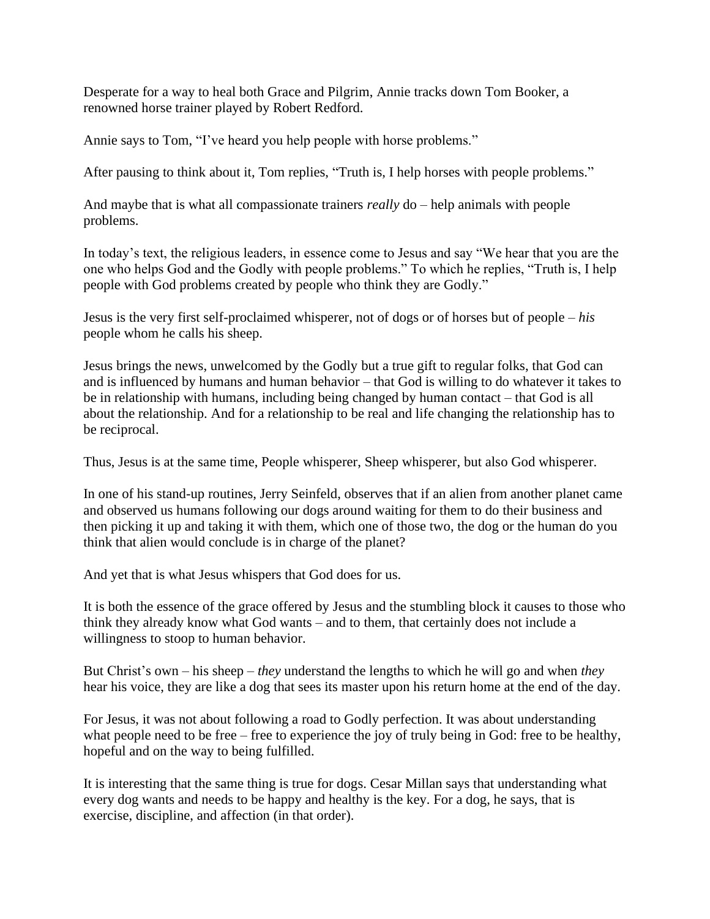Desperate for a way to heal both Grace and Pilgrim, Annie tracks down Tom Booker, a renowned horse trainer played by Robert Redford.

Annie says to Tom, “I’ve heard you help people with horse problems.”

After pausing to think about it, Tom replies, “Truth is, I help horses with people problems.”

And maybe that is what all compassionate trainers *really* do – help animals with people problems.

In today’s text, the religious leaders, in essence come to Jesus and say “We hear that you are the one who helps God and the Godly with people problems.” To which he replies, “Truth is, I help people with God problems created by people who think they are Godly.”

Jesus is the very first self-proclaimed whisperer, not of dogs or of horses but of people – *his* people whom he calls his sheep.

Jesus brings the news, unwelcomed by the Godly but a true gift to regular folks, that God can and is influenced by humans and human behavior – that God is willing to do whatever it takes to be in relationship with humans, including being changed by human contact – that God is all about the relationship. And for a relationship to be real and life changing the relationship has to be reciprocal.

Thus, Jesus is at the same time, People whisperer, Sheep whisperer, but also God whisperer.

In one of his stand-up routines, Jerry Seinfeld, observes that if an alien from another planet came and observed us humans following our dogs around waiting for them to do their business and then picking it up and taking it with them, which one of those two, the dog or the human do you think that alien would conclude is in charge of the planet?

And yet that is what Jesus whispers that God does for us.

It is both the essence of the grace offered by Jesus and the stumbling block it causes to those who think they already know what God wants – and to them, that certainly does not include a willingness to stoop to human behavior.

But Christ’s own – his sheep – *they* understand the lengths to which he will go and when *they* hear his voice, they are like a dog that sees its master upon his return home at the end of the day.

For Jesus, it was not about following a road to Godly perfection. It was about understanding what people need to be free – free to experience the joy of truly being in God: free to be healthy, hopeful and on the way to being fulfilled.

It is interesting that the same thing is true for dogs. Cesar Millan says that understanding what every dog wants and needs to be happy and healthy is the key. For a dog, he says, that is exercise, discipline, and affection (in that order).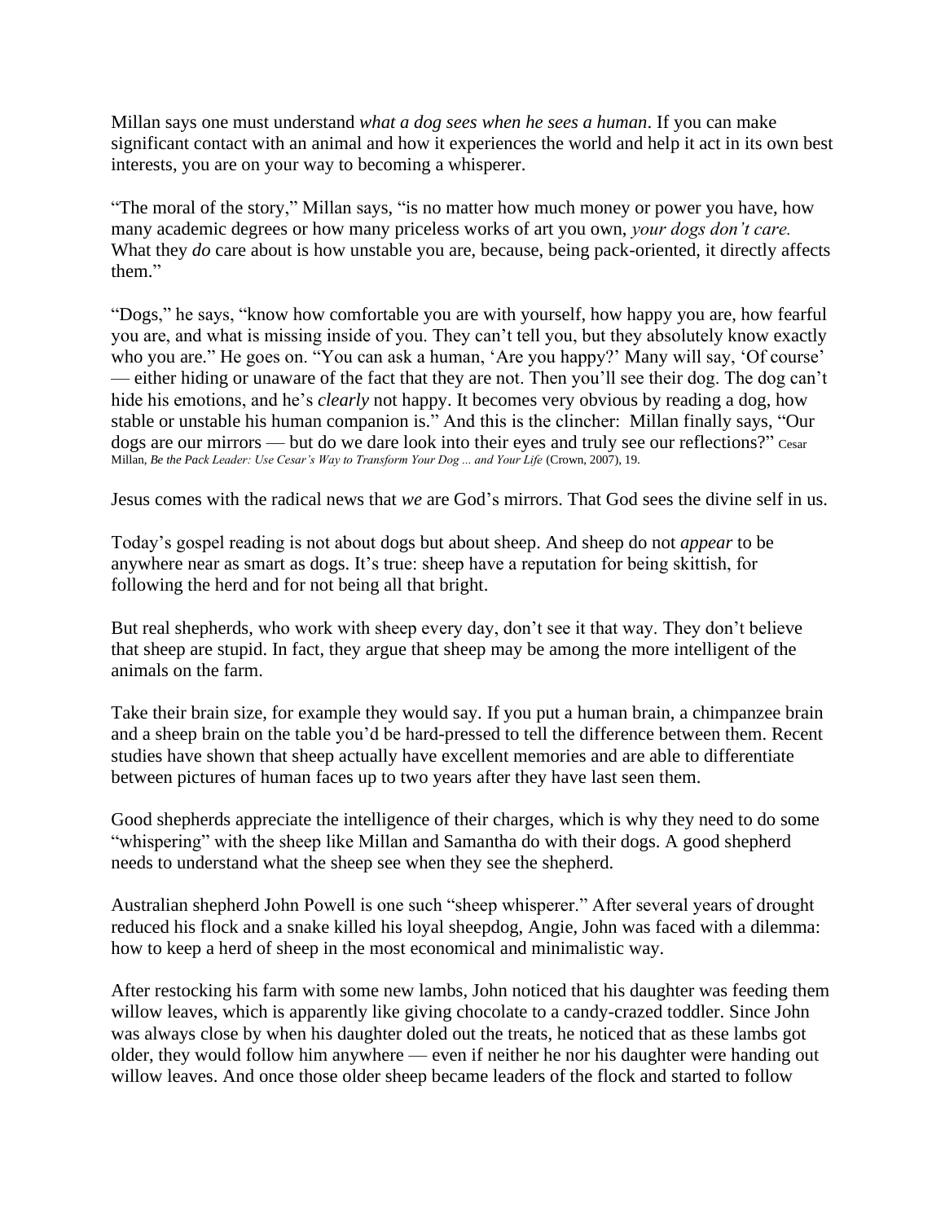Millan says one must understand *what a dog sees when he sees a human*. If you can make significant contact with an animal and how it experiences the world and help it act in its own best interests, you are on your way to becoming a whisperer.

"The moral of the story," Millan says, "is no matter how much money or power you have, how many academic degrees or how many priceless works of art you own, *your dogs don't care.* What they *do* care about is how unstable you are, because, being pack-oriented, it directly affects them."

"Dogs," he says, "know how comfortable you are with yourself, how happy you are, how fearful you are, and what is missing inside of you. They can't tell you, but they absolutely know exactly who you are." He goes on. "You can ask a human, 'Are you happy?' Many will say, 'Of course' — either hiding or unaware of the fact that they are not. Then you'll see their dog. The dog can't hide his emotions, and he's *clearly* not happy. It becomes very obvious by reading a dog, how stable or unstable his human companion is." And this is the clincher: Millan finally says, "Our dogs are our mirrors — but do we dare look into their eyes and truly see our reflections?" Cesar Millan, *Be the Pack Leader: Use Cesar's Way to Transform Your Dog ... and Your Life* (Crown, 2007), 19.

Jesus comes with the radical news that *we* are God's mirrors. That God sees the divine self in us.

Today's gospel reading is not about dogs but about sheep. And sheep do not *appear* to be anywhere near as smart as dogs. It's true: sheep have a reputation for being skittish, for following the herd and for not being all that bright.

But real shepherds, who work with sheep every day, don't see it that way. They don't believe that sheep are stupid. In fact, they argue that sheep may be among the more intelligent of the animals on the farm.

Take their brain size, for example they would say. If you put a human brain, a chimpanzee brain and a sheep brain on the table you'd be hard-pressed to tell the difference between them. Recent studies have shown that sheep actually have excellent memories and are able to differentiate between pictures of human faces up to two years after they have last seen them.

Good shepherds appreciate the intelligence of their charges, which is why they need to do some "whispering" with the sheep like Millan and Samantha do with their dogs. A good shepherd needs to understand what the sheep see when they see the shepherd.

Australian shepherd John Powell is one such "sheep whisperer." After several years of drought reduced his flock and a snake killed his loyal sheepdog, Angie, John was faced with a dilemma: how to keep a herd of sheep in the most economical and minimalistic way.

After restocking his farm with some new lambs, John noticed that his daughter was feeding them willow leaves, which is apparently like giving chocolate to a candy-crazed toddler. Since John was always close by when his daughter doled out the treats, he noticed that as these lambs got older, they would follow him anywhere — even if neither he nor his daughter were handing out willow leaves. And once those older sheep became leaders of the flock and started to follow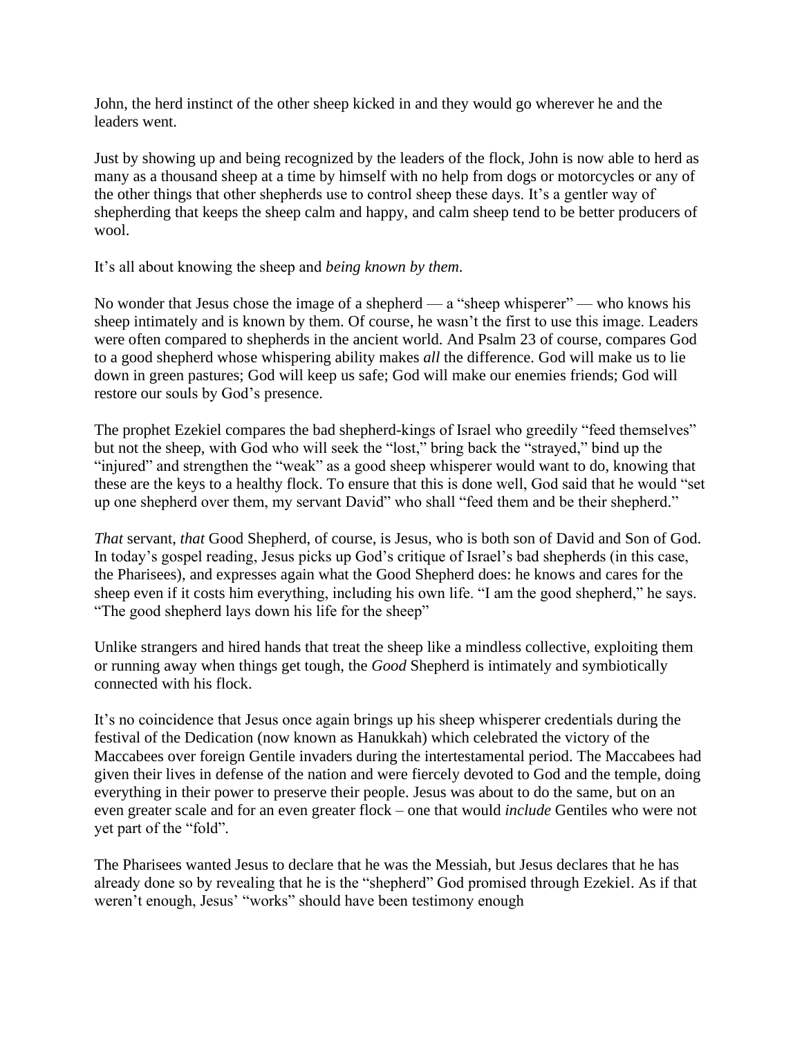John, the herd instinct of the other sheep kicked in and they would go wherever he and the leaders went.

Just by showing up and being recognized by the leaders of the flock, John is now able to herd as many as a thousand sheep at a time by himself with no help from dogs or motorcycles or any of the other things that other shepherds use to control sheep these days. It's a gentler way of shepherding that keeps the sheep calm and happy, and calm sheep tend to be better producers of wool.

It's all about knowing the sheep and *being known by them*.

No wonder that Jesus chose the image of a shepherd — a "sheep whisperer" — who knows his sheep intimately and is known by them. Of course, he wasn't the first to use this image. Leaders were often compared to shepherds in the ancient world. And Psalm 23 of course, compares God to a good shepherd whose whispering ability makes *all* the difference. God will make us to lie down in green pastures; God will keep us safe; God will make our enemies friends; God will restore our souls by God's presence.

The prophet Ezekiel compares the bad shepherd-kings of Israel who greedily "feed themselves" but not the sheep, with God who will seek the "lost," bring back the "strayed," bind up the "injured" and strengthen the "weak" as a good sheep whisperer would want to do, knowing that these are the keys to a healthy flock. To ensure that this is done well, God said that he would "set up one shepherd over them, my servant David" who shall "feed them and be their shepherd."

*That* servant, *that* Good Shepherd, of course, is Jesus, who is both son of David and Son of God. In today's gospel reading, Jesus picks up God's critique of Israel's bad shepherds (in this case, the Pharisees), and expresses again what the Good Shepherd does: he knows and cares for the sheep even if it costs him everything, including his own life. "I am the good shepherd," he says. "The good shepherd lays down his life for the sheep"

Unlike strangers and hired hands that treat the sheep like a mindless collective, exploiting them or running away when things get tough, the *Good* Shepherd is intimately and symbiotically connected with his flock.

It's no coincidence that Jesus once again brings up his sheep whisperer credentials during the festival of the Dedication (now known as Hanukkah) which celebrated the victory of the Maccabees over foreign Gentile invaders during the intertestamental period. The Maccabees had given their lives in defense of the nation and were fiercely devoted to God and the temple, doing everything in their power to preserve their people. Jesus was about to do the same, but on an even greater scale and for an even greater flock – one that would *include* Gentiles who were not yet part of the "fold".

The Pharisees wanted Jesus to declare that he was the Messiah, but Jesus declares that he has already done so by revealing that he is the "shepherd" God promised through Ezekiel. As if that weren't enough, Jesus' "works" should have been testimony enough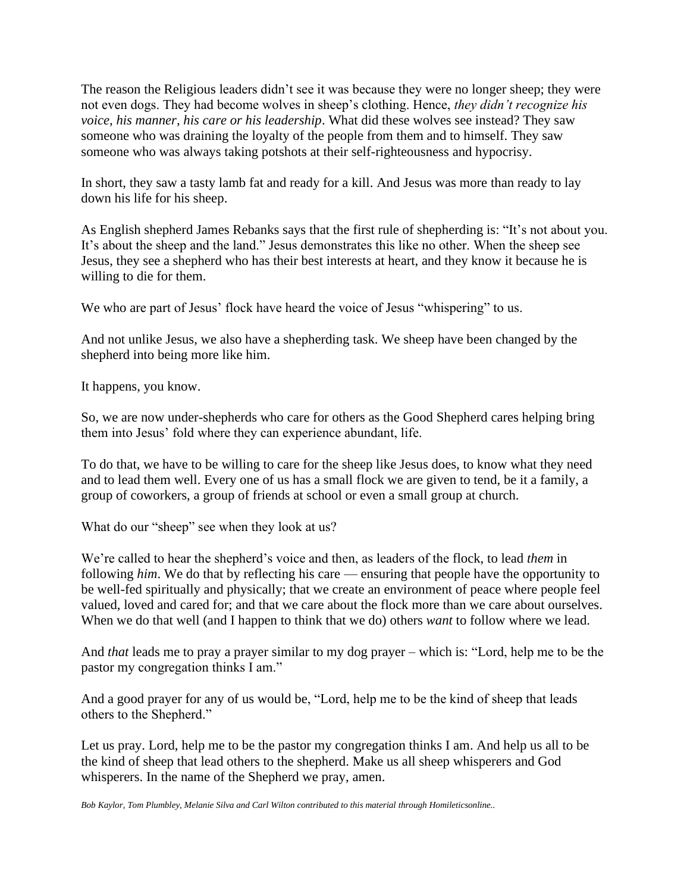The reason the Religious leaders didn't see it was because they were no longer sheep; they were not even dogs. They had become wolves in sheep's clothing. Hence, *they didn't recognize his voice, his manner, his care or his leadership*. What did these wolves see instead? They saw someone who was draining the loyalty of the people from them and to himself. They saw someone who was always taking potshots at their self-righteousness and hypocrisy.

In short, they saw a tasty lamb fat and ready for a kill. And Jesus was more than ready to lay down his life for his sheep.

As English shepherd James Rebanks says that the first rule of shepherding is: "It's not about you. It's about the sheep and the land." Jesus demonstrates this like no other. When the sheep see Jesus, they see a shepherd who has their best interests at heart, and they know it because he is willing to die for them.

We who are part of Jesus' flock have heard the voice of Jesus "whispering" to us.

And not unlike Jesus, we also have a shepherding task. We sheep have been changed by the shepherd into being more like him.

It happens, you know.

So, we are now under-shepherds who care for others as the Good Shepherd cares helping bring them into Jesus' fold where they can experience abundant, life.

To do that, we have to be willing to care for the sheep like Jesus does, to know what they need and to lead them well. Every one of us has a small flock we are given to tend, be it a family, a group of coworkers, a group of friends at school or even a small group at church.

What do our "sheep" see when they look at us?

We're called to hear the shepherd's voice and then, as leaders of the flock, to lead *them* in following *him*. We do that by reflecting his care — ensuring that people have the opportunity to be well-fed spiritually and physically; that we create an environment of peace where people feel valued, loved and cared for; and that we care about the flock more than we care about ourselves. When we do that well (and I happen to think that we do) others *want* to follow where we lead.

And *that* leads me to pray a prayer similar to my dog prayer – which is: "Lord, help me to be the pastor my congregation thinks I am."

And a good prayer for any of us would be, "Lord, help me to be the kind of sheep that leads others to the Shepherd."

Let us pray. Lord, help me to be the pastor my congregation thinks I am. And help us all to be the kind of sheep that lead others to the shepherd. Make us all sheep whisperers and God whisperers. In the name of the Shepherd we pray, amen.

*Bob Kaylor, Tom Plumbley, Melanie Silva and Carl Wilton contributed to this material through Homileticsonline..*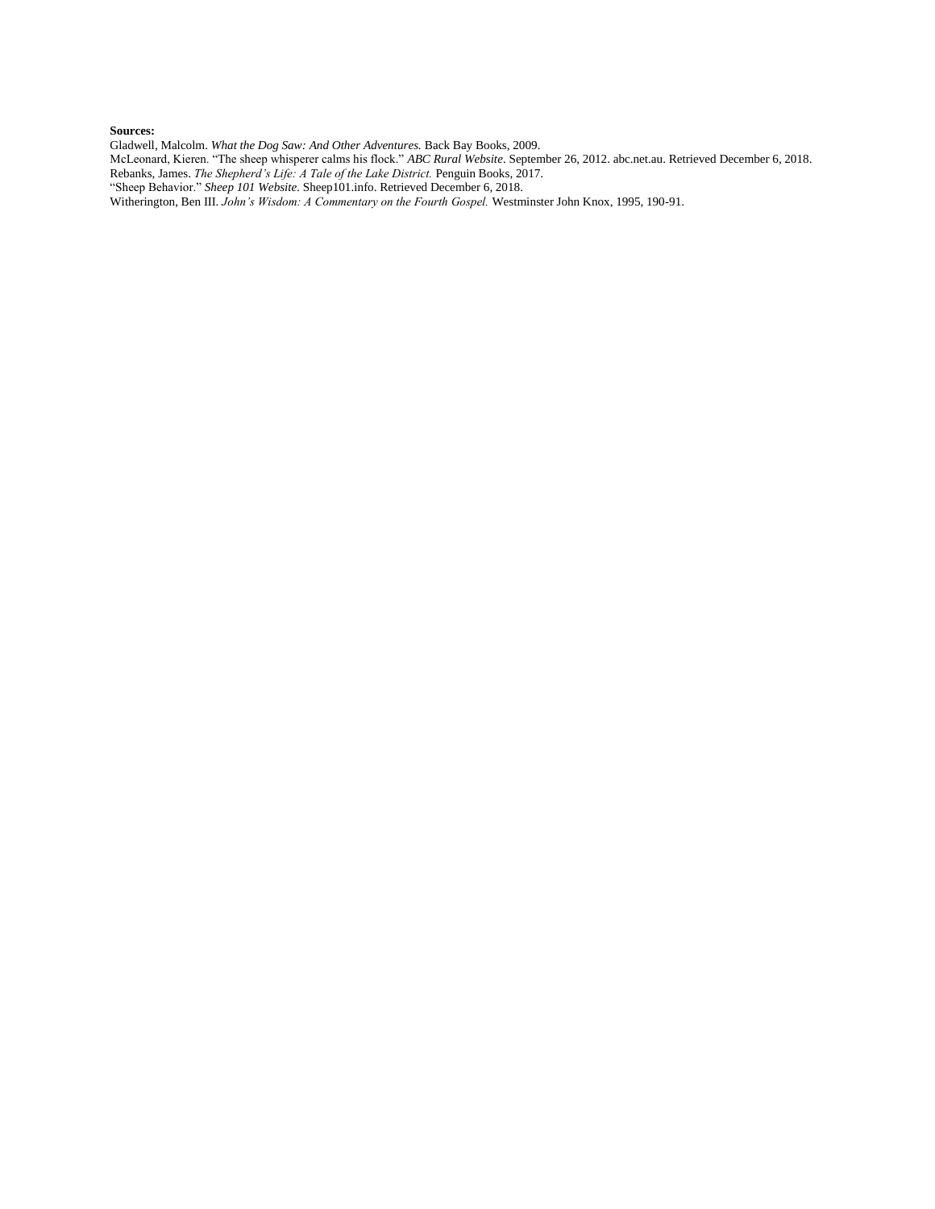**Sources:**

Gladwell, Malcolm. *What the Dog Saw: And Other Adventures.* Back Bay Books, 2009.

McLeonard, Kieren. "The sheep whisperer calms his flock." *ABC Rural Website*. September 26, 2012. abc.net.au. Retrieved December 6, 2018.

Rebanks, James. *The Shepherd's Life: A Tale of the Lake District.* Penguin Books, 2017.

"Sheep Behavior." *Sheep 101 Website.* Sheep101.info. Retrieved December 6, 2018.

Witherington, Ben III. *John's Wisdom: A Commentary on the Fourth Gospel.* Westminster John Knox, 1995, 190-91.